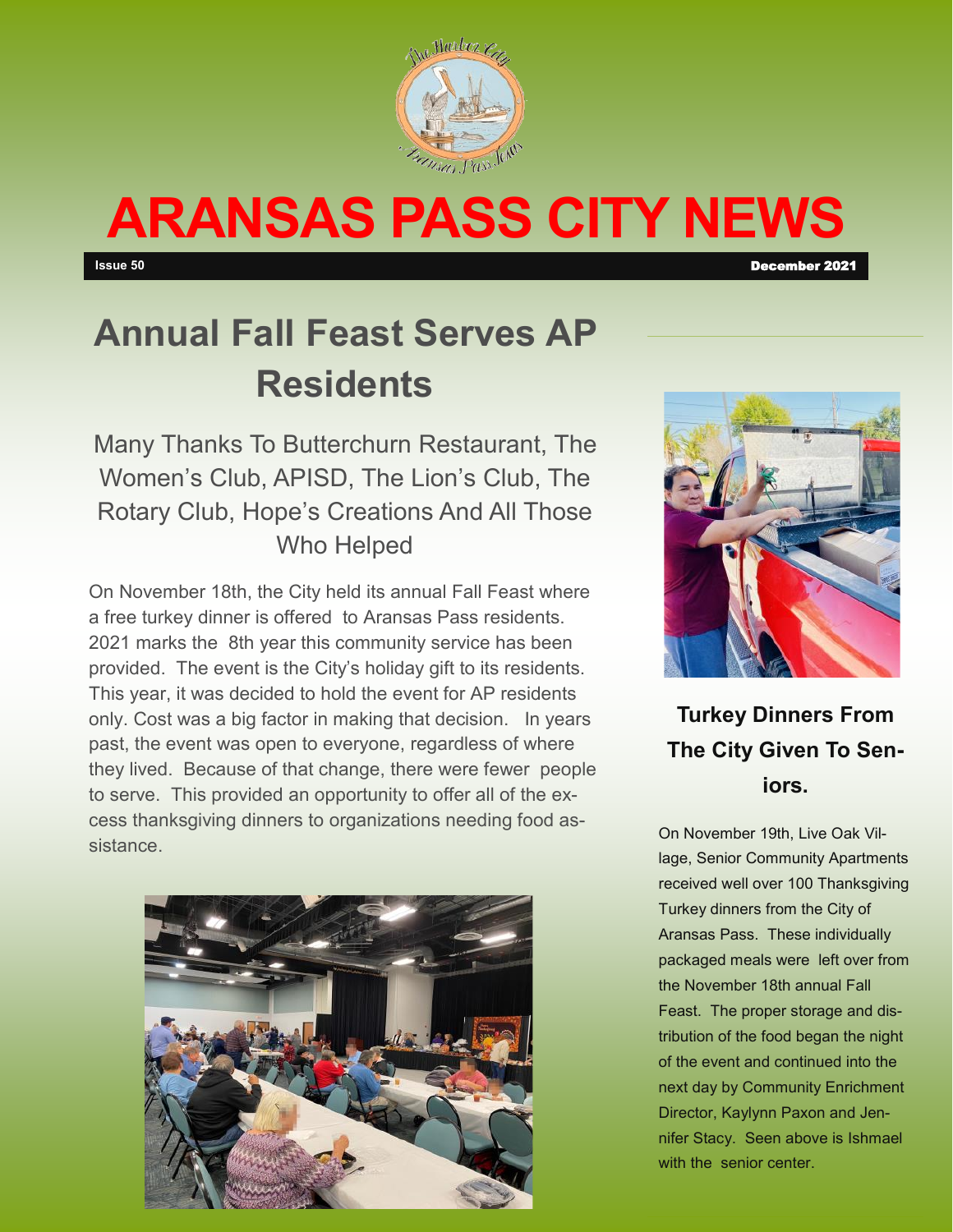# ARANSAS PASS CITY NEWS

**Issue 50** — **December 2021**

## Annual Fall Feast Serves AP Residents

### Many Thanks To Butterchurn Restaurant, The Women's Club, APISD, The Lion's Club, The Rotary Club, Hope's Creations And All Those Who Helped

On November 18th, the City held its annual Fall Feast where a free turkey dinner is offered to Aransas Pass residents. 2021 marks the 8th year this community service has been provided. The event is the City's holiday gift to its residents. This year, it was decided to hold the event for AP residents only. Cost was a big factor in making that decision. In years past, the event was open to everyone, regardless of where they lived. Because of that change, there were fewer people to serve. This provided an opportunity to offer all of the excess thanksgiving dinners to organizations needing food assistance.

### Turkey Dinners From The City Given To Seniors.

On November 19th, Live Oak Village, Senior Community Apartments received well over 100 Thanksgiving Turkey dinners from the City of Aransas Pass. These individually packaged meals were left over from the November 18th annual Fall Feast. The proper storage and distribution of the food began the night of the event and continued into the next day by Community Enrichment Director, Kaylynn Paxon and Jennifer Stacy. Seen above is Ishmael with the senior center.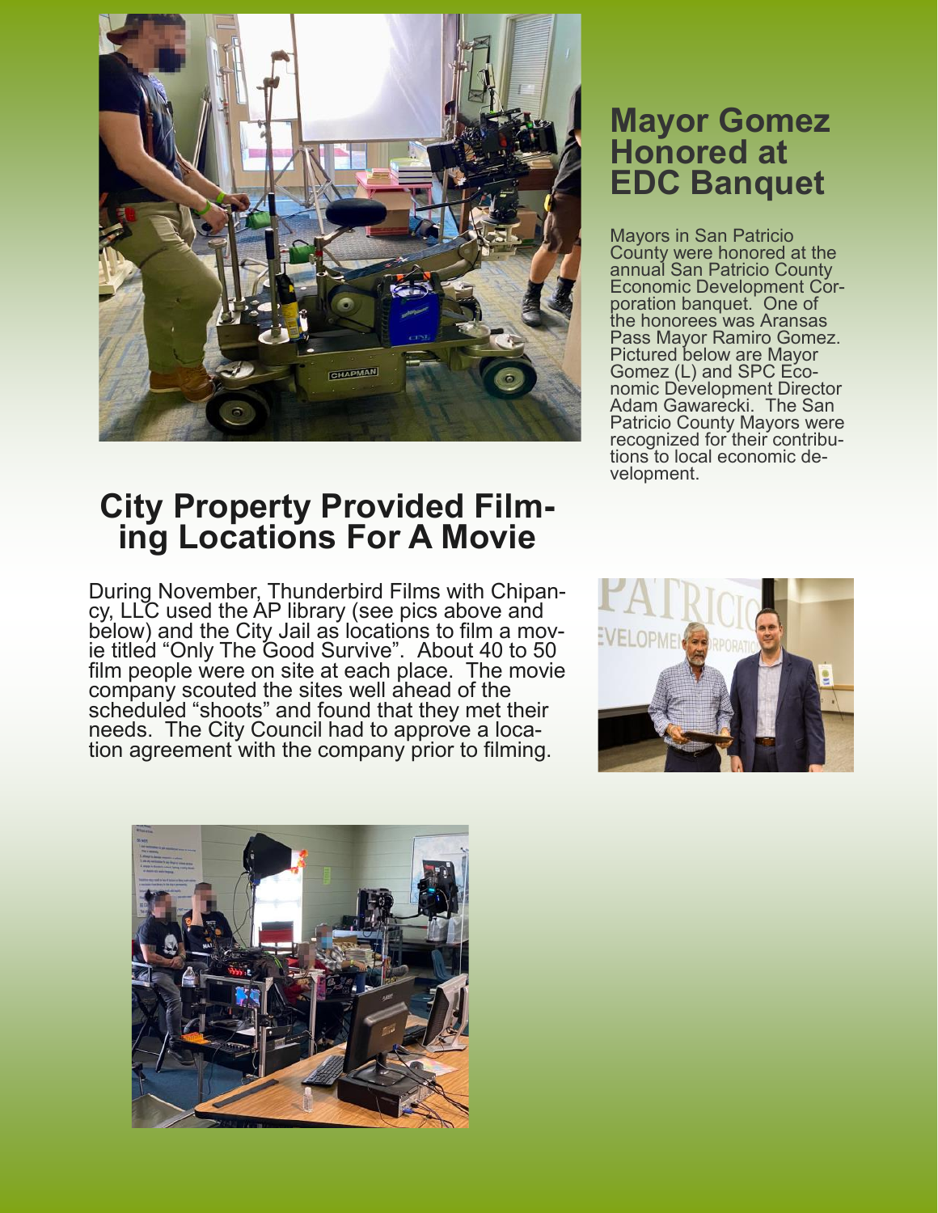## Mayor Gomez Honored at EDC Banquet

Mayors in San Patricio County were honored at the annual San Patricio County Economic Development Corporation banquet. One of the honorees was Aransas Pass Mayor Ramiro Gomez. Pictured below are Mayor Gomez (L) and SPC Economic Development Director Adam Gawarecki. The San Patricio County Mayors were recognized for their contributions to local economic development.

## City Property Provided Filming Locations For A Movie

During November, Thunderbird Films with Chipancy, LLC used the AP library (see pics above and below) and the City Jail as locations to film a movie titled "Only The Good Survive". About 40 to 50 film people were on site at each place. The movie company scouted the sites well ahead of the scheduled "shoots" and found that they met their needs. The City Council had to approve a location agreement with the company prior to filming.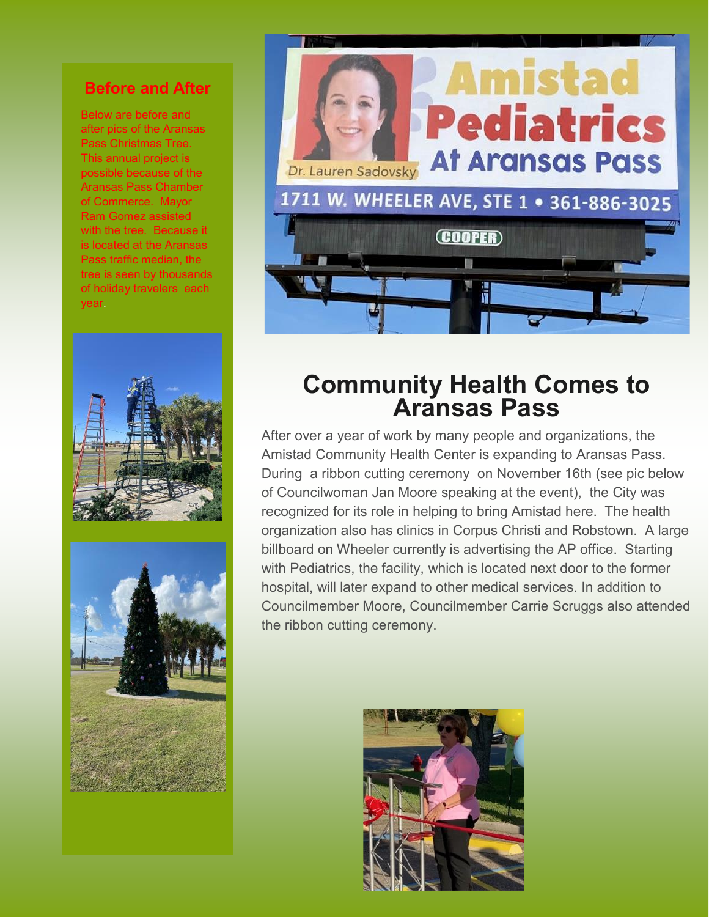## Before and After

Below are before and after pics of the Aransas Pass Christmas Tree. This annual project is possible because of the Aransas Pass Chamber of Commerce. Mayor Ram Gomez assisted with the tree. Because it is located at the Aransas Pass traffic median, the tree is seen by thousands of holiday travelers each year.

# Community Health Comes to Aransas Pass

After over a year of work by many people and organizations, the Amistad Community Health Center is expanding to Aransas Pass. During a ribbon cutting ceremony on November 16th (see pic below of Councilwoman Jan Moore speaking at the event), the City was recognized for its role in helping to bring Amistad here. The health organization also has clinics in Corpus Christi and Robstown. A large billboard on Wheeler currently is advertising the AP office. Starting with Pediatrics, the facility, which is located next door to the former hospital, will later expand to other medical services. In addition to Councilmember Moore, Councilmember Carrie Scruggs also attended the ribbon cutting ceremony.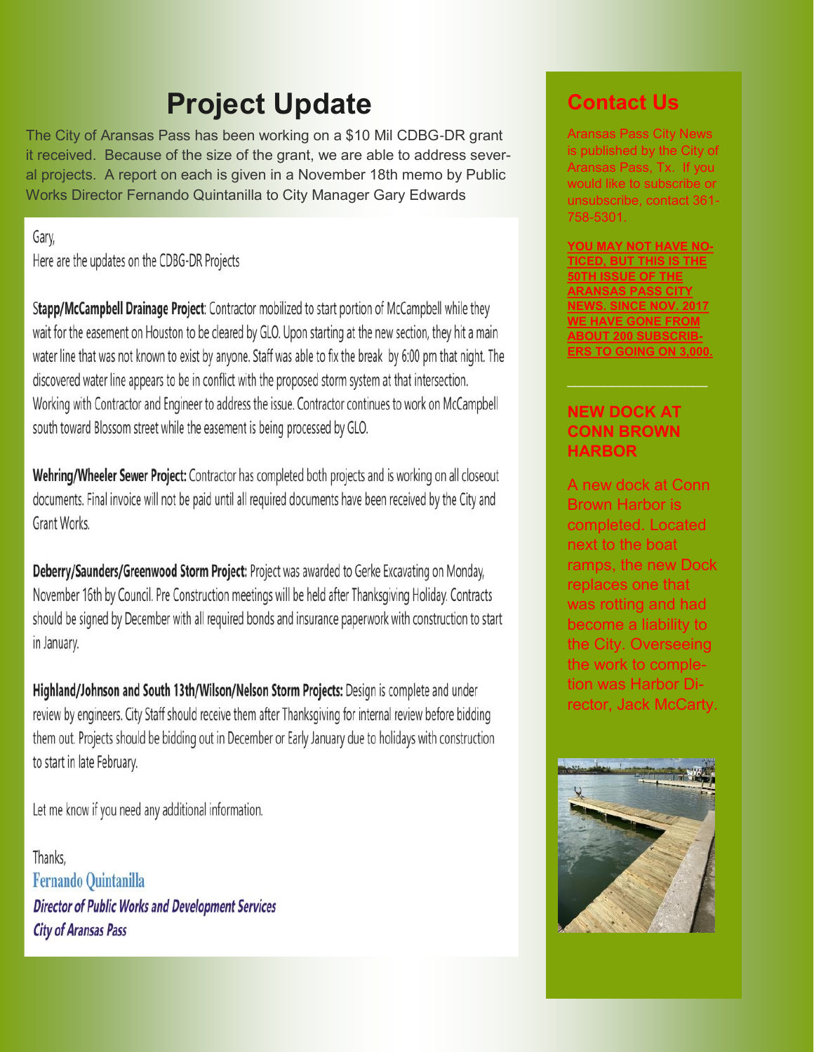# Project Update

The City of Aransas Pass has been working on a $10 Mil CDBG-DR grant it received. Because of the size of the grant, we are able to address several projects. A report on each is given in a November 18th memo by Public Works Director Fernando Quintanilla to City Manager Gary Edwards

Gary,

Here are the updates on the CDBG-DR Projects

**Stapp/McCampbell Drainage Project**: Contractor mobilized to start portion of McCampbell while they wait for the easement on Houston to be cleared by GLO. Upon starting at the new section, they hit a main water line that was not known to exist by anyone. Staff was able to fix the break by 6:00 pm that night. The discovered water line appears to be in conflict with the proposed storm system at that intersection. Working with Contractor and Engineer to address the issue. Contractor continues to work on McCampbell south toward Blossom street while the easement is being processed by GLO.

**Wehring/Wheeler Sewer Project:** Contractor has completed both projects and is working on all closeout documents. Final invoice will not be paid until all required documents have been received by the City and Grant Works.

**Deberry/Saunders/Greenwood Storm Project:** Project was awarded to Gerke Excavating on Monday, November 16th by Council. Pre Construction meetings will be held after Thanksgiving Holiday. Contracts should be signed by December with all required bonds and insurance paperwork with construction to start in January.

**Highland/Johnson and South 13th/Wilson/Nelson Storm Projects:** Design is complete and under review by engineers. City Staff should receive them after Thanksgiving for internal review before bidding them out. Projects should be bidding out in December or Early January due to holidays with construction to start in late February.

Let me know if you need any additional information.

Thanks,

Fernando Quintanilla

***Director of Public Works and Development Services***

***City of Aransas Pass***

## Contact Us

Aransas Pass City News is published by the City of Aransas Pass, Tx. If you would like to subscribe or unsubscribe, contact 361-758-5301.

**YOU MAY NOT HAVE NOTICED, BUT THIS IS THE 50TH ISSUE OF THE ARANSAS PASS CITY NEWS. SINCE NOV. 2017 WE HAVE GONE FROM ABOUT 200 SUBSCRIBERS TO GOING ON 3,000.**

## NEW DOCK AT CONN BROWN HARBOR

A new dock at Conn Brown Harbor is completed. Located next to the boat ramps, the new Dock replaces one that was rotting and had become a liability to the City. Overseeing the work to completion was Harbor Director, Jack McCarty.